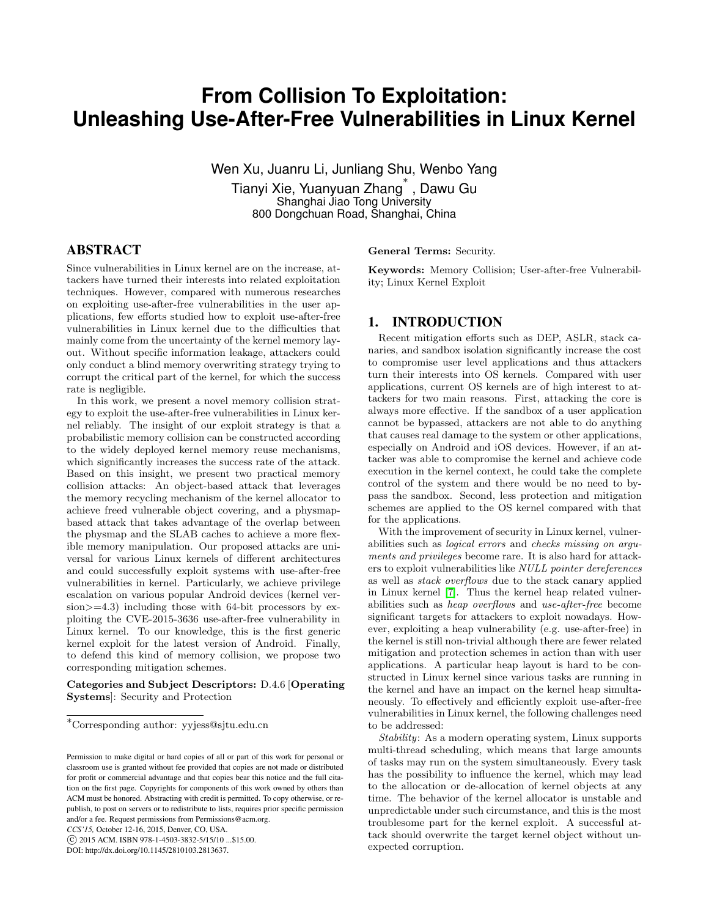# From Collision To Exploitation: Unleashing Use-After-Free Vulnerabilities in Linux Kernel

Wen Xu, Juanru Li, Junliang Shu, Wenbo Yang
Tianyi Xie, Yuanyuan Zhang[*], Dawu Gu
Shanghai Jiao Tong University
800 Dongchuan Road, Shanghai, China

## ABSTRACT

Since vulnerabilities in Linux kernel are on the increase, attackers have turned their interests into related exploitation techniques. However, compared with numerous researches on exploiting use-after-free vulnerabilities in the user applications, few efforts studied how to exploit use-after-free vulnerabilities in Linux kernel due to the difficulties that mainly come from the uncertainty of the kernel memory layout. Without specific information leakage, attackers could only conduct a blind memory overwriting strategy trying to corrupt the critical part of the kernel, for which the success rate is negligible.

In this work, we present a novel memory collision strategy to exploit the use-after-free vulnerabilities in Linux kernel reliably. The insight of our exploit strategy is that a probabilistic memory collision can be constructed according to the widely deployed kernel memory reuse mechanisms, which significantly increases the success rate of the attack. Based on this insight, we present two practical memory collision attacks: An object-based attack that leverages the memory recycling mechanism of the kernel allocator to achieve freed vulnerable object covering, and a physmap-based attack that takes advantage of the overlap between the physmap and the SLAB caches to achieve a more flexible memory manipulation. Our proposed attacks are universal for various Linux kernels of different architectures and could successfully exploit systems with use-after-free vulnerabilities in kernel. Particularly, we achieve privilege escalation on various popular Android devices (kernel version>=4.3) including those with 64-bit processors by exploiting the CVE-2015-3636 use-after-free vulnerability in Linux kernel. To our knowledge, this is the first generic kernel exploit for the latest version of Android. Finally, to defend this kind of memory collision, we propose two corresponding mitigation schemes.

**Categories and Subject Descriptors:** D.4.6 [**Operating Systems**]: Security and Protection

**General Terms:** Security.

**Keywords:** Memory Collision; User-after-free Vulnerability; Linux Kernel Exploit

## 1. INTRODUCTION

Recent mitigation efforts such as DEP, ASLR, stack canaries, and sandbox isolation significantly increase the cost to compromise user level applications and thus attackers turn their interests into OS kernels. Compared with user applications, current OS kernels are of high interest to attackers for two main reasons. First, attacking the core is always more effective. If the sandbox of a user application cannot be bypassed, attackers are not able to do anything that causes real damage to the system or other applications, especially on Android and iOS devices. However, if an attacker was able to compromise the kernel and achieve code execution in the kernel context, he could take the complete control of the system and there would be no need to bypass the sandbox. Second, less protection and mitigation schemes are applied to the OS kernel compared with that for the applications.

With the improvement of security in Linux kernel, vulnerabilities such as *logical errors* and *checks missing on arguments and privileges* become rare. It is also hard for attackers to exploit vulnerabilities like *NULL pointer dereferences* as well as *stack overflows* due to the stack canary applied in Linux kernel [7]. Thus the kernel heap related vulnerabilities such as *heap overflows* and *use-after-free* become significant targets for attackers to exploit nowadays. However, exploiting a heap vulnerability (e.g. use-after-free) in the kernel is still non-trivial although there are fewer related mitigation and protection schemes in action than with user applications. A particular heap layout is hard to be constructed in Linux kernel since various tasks are running in the kernel and have an impact on the kernel heap simultaneously. To effectively and efficiently exploit use-after-free vulnerabilities in Linux kernel, the following challenges need to be addressed:

*Stability*: As a modern operating system, Linux supports multi-thread scheduling, which means that large amounts of tasks may run on the system simultaneously. Every task has the possibility to influence the kernel, which may lead to the allocation or de-allocation of kernel objects at any time. The behavior of the kernel allocator is unstable and unpredictable under such circumstance, and this is the most troublesome part for the kernel exploit. A successful attack should overwrite the target kernel object without unexpected corruption.

[*]Corresponding author: yyjess@sjtu.edu.cn

Permission to make digital or hard copies of all or part of this work for personal or classroom use is granted without fee provided that copies are not made or distributed for profit or commercial advantage and that copies bear this notice and the full citation on the first page. Copyrights for components of this work owned by others than ACM must be honored. Abstracting with credit is permitted. To copy otherwise, or republish, to post on servers or to redistribute to lists, requires prior specific permission and/or a fee. Request permissions from Permissions@acm.org.
*CCS'15,* October 12-16, 2015, Denver, CO, USA.
© 2015 ACM. ISBN 978-1-4503-3832-5/15/10 ...$15.00.
DOI: http://dx.doi.org/10.1145/2810103.2813637.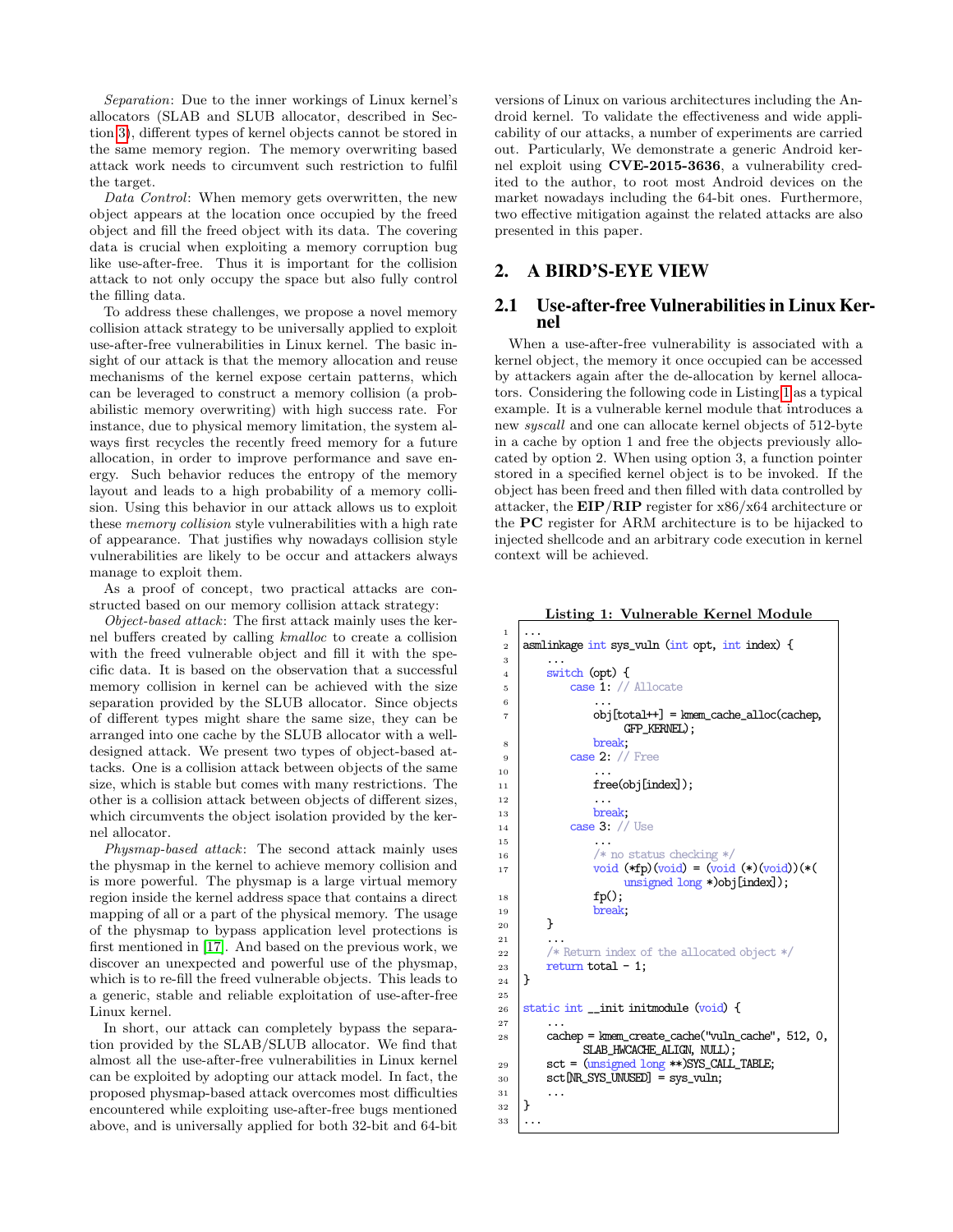*Separation*: Due to the inner workings of Linux kernel's allocators (SLAB and SLUB allocator, described in Section 3), different types of kernel objects cannot be stored in the same memory region. The memory overwriting based attack work needs to circumvent such restriction to fulfil the target.

*Data Control*: When memory gets overwritten, the new object appears at the location once occupied by the freed object and fill the freed object with its data. The covering data is crucial when exploiting a memory corruption bug like use-after-free. Thus it is important for the collision attack to not only occupy the space but also fully control the filling data.

To address these challenges, we propose a novel memory collision attack strategy to be universally applied to exploit use-after-free vulnerabilities in Linux kernel. The basic insight of our attack is that the memory allocation and reuse mechanisms of the kernel expose certain patterns, which can be leveraged to construct a memory collision (a probabilistic memory overwriting) with high success rate. For instance, due to physical memory limitation, the system always first recycles the recently freed memory for a future allocation, in order to improve performance and save energy. Such behavior reduces the entropy of the memory layout and leads to a high probability of a memory collision. Using this behavior in our attack allows us to exploit these *memory collision* style vulnerabilities with a high rate of appearance. That justifies why nowadays collision style vulnerabilities are likely to be occur and attackers always manage to exploit them.

As a proof of concept, two practical attacks are constructed based on our memory collision attack strategy:

*Object-based attack*: The first attack mainly uses the kernel buffers created by calling *kmalloc* to create a collision with the freed vulnerable object and fill it with the specific data. It is based on the observation that a successful memory collision in kernel can be achieved with the size separation provided by the SLUB allocator. Since objects of different types might share the same size, they can be arranged into one cache by the SLUB allocator with a well-designed attack. We present two types of object-based attacks. One is a collision attack between objects of the same size, which is stable but comes with many restrictions. The other is a collision attack between objects of different sizes, which circumvents the object isolation provided by the kernel allocator.

*Physmap-based attack*: The second attack mainly uses the physmap in the kernel to achieve memory collision and is more powerful. The physmap is a large virtual memory region inside the kernel address space that contains a direct mapping of all or a part of the physical memory. The usage of the physmap to bypass application level protections is first mentioned in [17]. And based on the previous work, we discover an unexpected and powerful use of the physmap, which is to re-fill the freed vulnerable objects. This leads to a generic, stable and reliable exploitation of use-after-free Linux kernel.

In short, our attack can completely bypass the separation provided by the SLAB/SLUB allocator. We find that almost all the use-after-free vulnerabilities in Linux kernel can be exploited by adopting our attack model. In fact, the proposed physmap-based attack overcomes most difficulties encountered while exploiting use-after-free bugs mentioned above, and is universally applied for both 32-bit and 64-bit versions of Linux on various architectures including the Android kernel. To validate the effectiveness and wide applicability of our attacks, a number of experiments are carried out. Particularly, We demonstrate a generic Android kernel exploit using **CVE-2015-3636**, a vulnerability credited to the author, to root most Android devices on the market nowadays including the 64-bit ones. Furthermore, two effective mitigation against the related attacks are also presented in this paper.

## 2. A BIRD'S-EYE VIEW

### 2.1 Use-after-free Vulnerabilities in Linux Kernel

When a use-after-free vulnerability is associated with a kernel object, the memory it once occupied can be accessed by attackers again after the de-allocation by kernel allocators. Considering the following code in Listing 1 as a typical example. It is a vulnerable kernel module that introduces a new *syscall* and one can allocate kernel objects of 512-byte in a cache by option 1 and free the objects previously allocated by option 2. When using option 3, a function pointer stored in a specified kernel object is to be invoked. If the object has been freed and then filled with data controlled by attacker, the **EIP/RIP** register for x86/x64 architecture or the **PC** register for ARM architecture is to be hijacked to injected shellcode and an arbitrary code execution in kernel context will be achieved.

**Listing 1: Vulnerable Kernel Module**

```
...
asmlinkage int sys_vuln (int opt, int index) {
    ...
    switch (opt) {
        case 1: // Allocate
            ...
            obj[total++] = kmem_cache_alloc(cachep,
                GFP_KERNEL);
            break;
        case 2: // Free
            ...
            free(obj[index]);
            ...
            break;
        case 3: // Use
            ...
            /* no status checking */
            void (*fp)(void) = (void (*)(void))(*(
                unsigned long *)obj[index]);
            fp();
            break;
    }
    ...
    /* Return index of the allocated object */
    return total - 1;
}

static int __init initmodule (void) {
    ...
    cachep = kmem_create_cache("vuln_cache", 512, 0,
        SLAB_HWCACHE_ALIGN, NULL);
    sct = (unsigned long **)SYS_CALL_TABLE;
    sct[NR_SYS_UNUSED] = sys_vuln;
    ...
}
...
```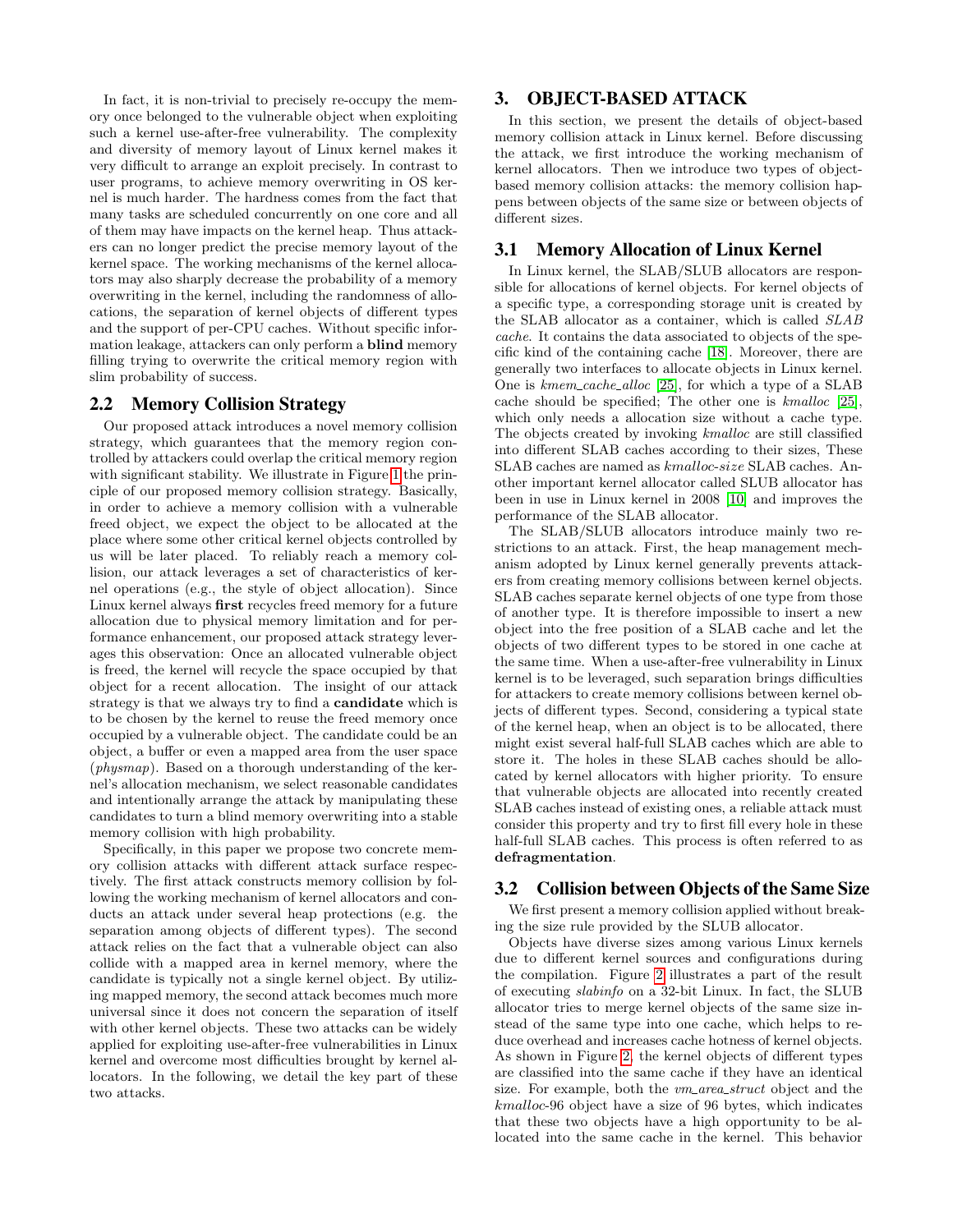In fact, it is non-trivial to precisely re-occupy the memory once belonged to the vulnerable object when exploiting such a kernel use-after-free vulnerability. The complexity and diversity of memory layout of Linux kernel makes it very difficult to arrange an exploit precisely. In contrast to user programs, to achieve memory overwriting in OS kernel is much harder. The hardness comes from the fact that many tasks are scheduled concurrently on one core and all of them may have impacts on the kernel heap. Thus attackers can no longer predict the precise memory layout of the kernel space. The working mechanisms of the kernel allocators may also sharply decrease the probability of a memory overwriting in the kernel, including the randomness of allocations, the separation of kernel objects of different types and the support of per-CPU caches. Without specific information leakage, attackers can only perform a **blind** memory filling trying to overwrite the critical memory region with slim probability of success.

## 2.2 Memory Collision Strategy

Our proposed attack introduces a novel memory collision strategy, which guarantees that the memory region controlled by attackers could overlap the critical memory region with significant stability. We illustrate in Figure 1 the principle of our proposed memory collision strategy. Basically, in order to achieve a memory collision with a vulnerable freed object, we expect the object to be allocated at the place where some other critical kernel objects controlled by us will be later placed. To reliably reach a memory collision, our attack leverages a set of characteristics of kernel operations (e.g., the style of object allocation). Since Linux kernel always **first** recycles freed memory for a future allocation due to physical memory limitation and for performance enhancement, our proposed attack strategy leverages this observation: Once an allocated vulnerable object is freed, the kernel will recycle the space occupied by that object for a recent allocation. The insight of our attack strategy is that we always try to find a **candidate** which is to be chosen by the kernel to reuse the freed memory once occupied by a vulnerable object. The candidate could be an object, a buffer or even a mapped area from the user space (*physmap*). Based on a thorough understanding of the kernel's allocation mechanism, we select reasonable candidates and intentionally arrange the attack by manipulating these candidates to turn a blind memory overwriting into a stable memory collision with high probability.

Specifically, in this paper we propose two concrete memory collision attacks with different attack surface respectively. The first attack constructs memory collision by following the working mechanism of kernel allocators and conducts an attack under several heap protections (e.g. the separation among objects of different types). The second attack relies on the fact that a vulnerable object can also collide with a mapped area in kernel memory, where the candidate is typically not a single kernel object. By utilizing mapped memory, the second attack becomes much more universal since it does not concern the separation of itself with other kernel objects. These two attacks can be widely applied for exploiting use-after-free vulnerabilities in Linux kernel and overcome most difficulties brought by kernel allocators. In the following, we detail the key part of these two attacks.

# 3. OBJECT-BASED ATTACK

In this section, we present the details of object-based memory collision attack in Linux kernel. Before discussing the attack, we first introduce the working mechanism of kernel allocators. Then we introduce two types of object-based memory collision attacks: the memory collision happens between objects of the same size or between objects of different sizes.

## 3.1 Memory Allocation of Linux Kernel

In Linux kernel, the SLAB/SLUB allocators are responsible for allocations of kernel objects. For kernel objects of a specific type, a corresponding storage unit is created by the SLAB allocator as a container, which is called *SLAB cache*. It contains the data associated to objects of the specific kind of the containing cache [18]. Moreover, there are generally two interfaces to allocate objects in Linux kernel. One is *kmem_cache_alloc* [25], for which a type of a SLAB cache should be specified; The other one is *kmalloc* [25], which only needs a allocation size without a cache type. The objects created by invoking *kmalloc* are still classified into different SLAB caches according to their sizes, These SLAB caches are named as *kmalloc-size* SLAB caches. Another important kernel allocator called SLUB allocator has been in use in Linux kernel in 2008 [10] and improves the performance of the SLAB allocator.

The SLAB/SLUB allocators introduce mainly two restrictions to an attack. First, the heap management mechanism adopted by Linux kernel generally prevents attackers from creating memory collisions between kernel objects. SLAB caches separate kernel objects of one type from those of another type. It is therefore impossible to insert a new object into the free position of a SLAB cache and let the objects of two different types to be stored in one cache at the same time. When a use-after-free vulnerability in Linux kernel is to be leveraged, such separation brings difficulties for attackers to create memory collisions between kernel objects of different types. Second, considering a typical state of the kernel heap, when an object is to be allocated, there might exist several half-full SLAB caches which are able to store it. The holes in these SLAB caches should be allocated by kernel allocators with higher priority. To ensure that vulnerable objects are allocated into recently created SLAB caches instead of existing ones, a reliable attack must consider this property and try to first fill every hole in these half-full SLAB caches. This process is often referred to as **defragmentation**.

## 3.2 Collision between Objects of the Same Size

We first present a memory collision applied without breaking the size rule provided by the SLUB allocator.

Objects have diverse sizes among various Linux kernels due to different kernel sources and configurations during the compilation. Figure 2 illustrates a part of the result of executing *slabinfo* on a 32-bit Linux. In fact, the SLUB allocator tries to merge kernel objects of the same size instead of the same type into one cache, which helps to reduce overhead and increases cache hotness of kernel objects. As shown in Figure 2, the kernel objects of different types are classified into the same cache if they have an identical size. For example, both the *vm_area_struct* object and the *kmalloc*-96 object have a size of 96 bytes, which indicates that these two objects have a high opportunity to be allocated into the same cache in the kernel. This behavior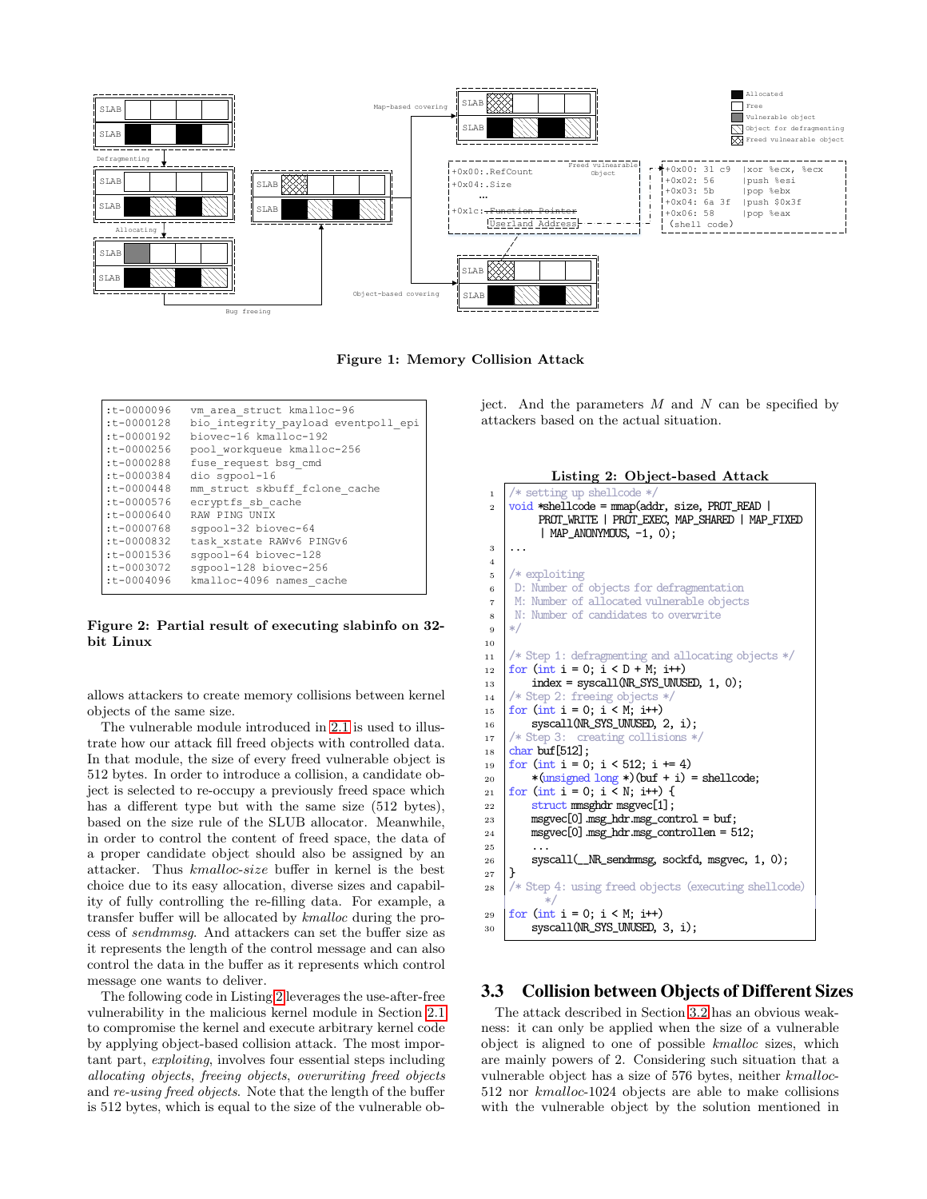**Figure 1: Memory Collision Attack**

```
:t-0000096   vm_area_struct kmalloc-96
:t-0000128   bio_integrity_payload eventpoll_epi
:t-0000192   biovec-16 kmalloc-192
:t-0000256   pool_workqueue kmalloc-256
:t-0000288   fuse_request bsg_cmd
:t-0000384   dio sgpool-16
:t-0000448   mm_struct skbuff_fclone_cache
:t-0000576   ecryptfs_sb_cache
:t-0000640   RAW PING UNIX
:t-0000768   sgpool-32 biovec-64
:t-0000832   task_xstate RAWv6 PINGv6
:t-0001536   sgpool-64 biovec-128
:t-0003072   sgpool-128 biovec-256
:t-0004096   kmalloc-4096 names_cache
```

**Figure 2: Partial result of executing slabinfo on 32-bit Linux**

allows attackers to create memory collisions between kernel objects of the same size.

The vulnerable module introduced in 2.1 is used to illustrate how our attack fill freed objects with controlled data. In that module, the size of every freed vulnerable object is 512 bytes. In order to introduce a collision, a candidate object is selected to re-occupy a previously freed space which has a different type but with the same size (512 bytes), based on the size rule of the SLUB allocator. Meanwhile, in order to control the content of freed space, the data of a proper candidate object should also be assigned by an attacker. Thus *kmalloc-size* buffer in kernel is the best choice due to its easy allocation, diverse sizes and capability of fully controlling the re-filling data. For example, a transfer buffer will be allocated by *kmalloc* during the process of *sendmmsg*. And attackers can set the buffer size as it represents the length of the control message and can also control the data in the buffer as it represents which control message one wants to deliver.

The following code in Listing 2 leverages the use-after-free vulnerability in the malicious kernel module in Section 2.1 to compromise the kernel and execute arbitrary kernel code by applying object-based collision attack. The most important part, *exploiting*, involves four essential steps including *allocating objects*, *freeing objects*, *overwriting freed objects* and *re-using freed objects*. Note that the length of the buffer is 512 bytes, which is equal to the size of the vulnerable object. And the parameters $M$ and $N$ can be specified by attackers based on the actual situation.

**Listing 2: Object-based Attack**

```
/* setting up shellcode */
void *shellcode = mmap(addr, size, PROT_READ |
      PROT_WRITE | PROT_EXEC, MAP_SHARED | MAP_FIXED
      | MAP_ANONYMOUS, -1, 0);
...

/* exploiting
 D: Number of objects for defragmentation
 M: Number of allocated vulnerable objects
 N: Number of candidates to overwrite
*/

/* Step 1: defragmenting and allocating objects */
for (int i = 0; i < D + M; i++)
    index = syscall(NR_SYS_UNUSED, 1, 0);
/* Step 2: freeing objects */
for (int i = 0; i < M; i++)
    syscall(NR_SYS_UNUSED, 2, i);
/* Step 3:  creating collisions */
char buf[512];
for (int i = 0; i < 512; i += 4)
    *(unsigned long *)(buf + i) = shellcode;
for (int i = 0; i < N; i++) {
    struct mmsghdr msgvec[1];
    msgvec[0].msg_hdr.msg_control = buf;
    msgvec[0].msg_hdr.msg_controllen = 512;
    ...
    syscall(__NR_sendmmsg, sockfd, msgvec, 1, 0);
}
/* Step 4: using freed objects (executing shellcode)
      */
for (int i = 0; i < M; i++)
    syscall(NR_SYS_UNUSED, 3, i);
```

### 3.3 Collision between Objects of Different Sizes

The attack described in Section 3.2 has an obvious weakness: it can only be applied when the size of a vulnerable object is aligned to one of possible *kmalloc* sizes, which are mainly powers of 2. Considering such situation that a vulnerable object has a size of 576 bytes, neither *kmalloc*-512 nor *kmalloc*-1024 objects are able to make collisions with the vulnerable object by the solution mentioned in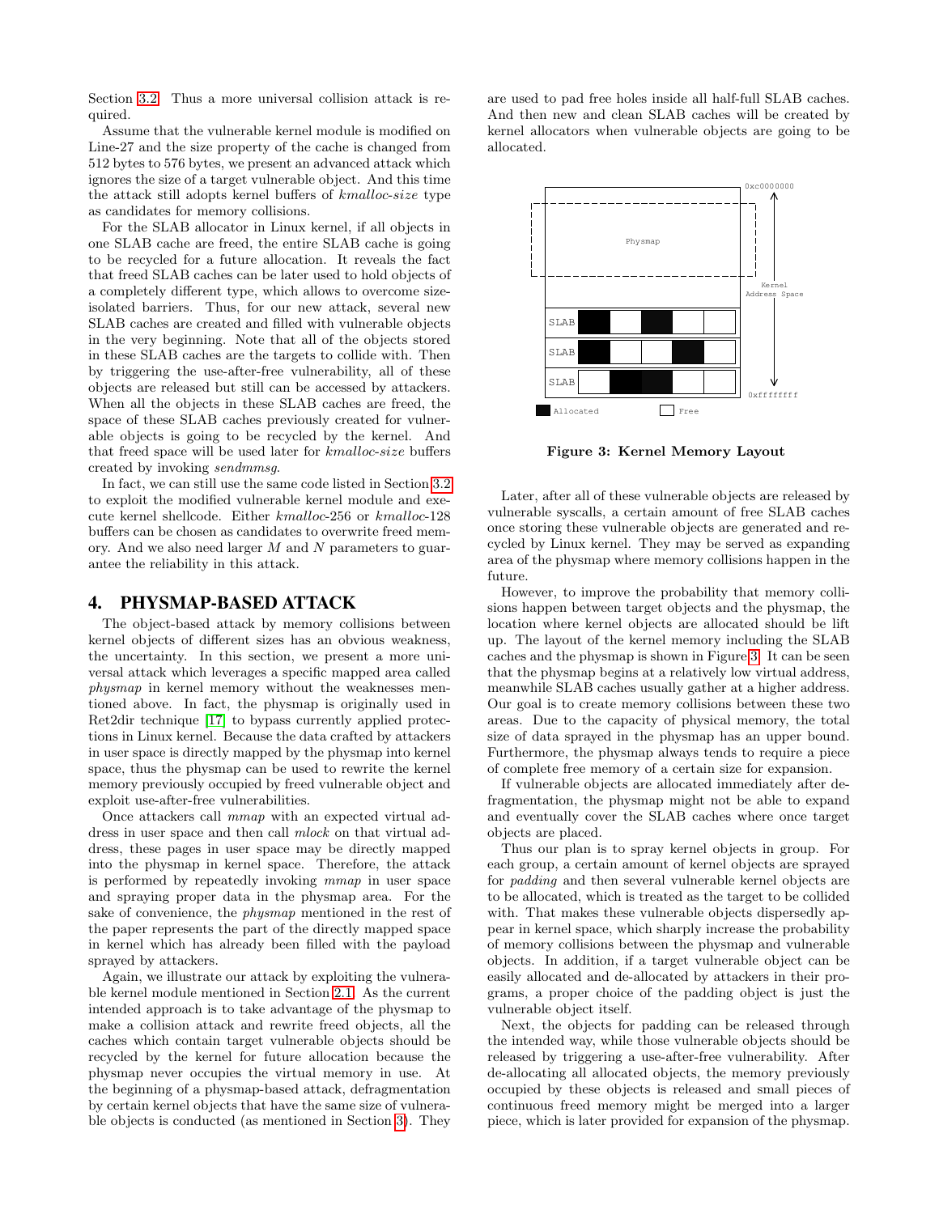Section 3.2. Thus a more universal collision attack is required.

Assume that the vulnerable kernel module is modified on Line-27 and the size property of the cache is changed from 512 bytes to 576 bytes, we present an advanced attack which ignores the size of a target vulnerable object. And this time the attack still adopts kernel buffers of *kmalloc-size* type as candidates for memory collisions.

For the SLAB allocator in Linux kernel, if all objects in one SLAB cache are freed, the entire SLAB cache is going to be recycled for a future allocation. It reveals the fact that freed SLAB caches can be later used to hold objects of a completely different type, which allows to overcome size-isolated barriers. Thus, for our new attack, several new SLAB caches are created and filled with vulnerable objects in the very beginning. Note that all of the objects stored in these SLAB caches are the targets to collide with. Then by triggering the use-after-free vulnerability, all of these objects are released but still can be accessed by attackers. When all the objects in these SLAB caches are freed, the space of these SLAB caches previously created for vulnerable objects is going to be recycled by the kernel. And that freed space will be used later for *kmalloc-size* buffers created by invoking *sendmmsg*.

In fact, we can still use the same code listed in Section 3.2 to exploit the modified vulnerable kernel module and execute kernel shellcode. Either *kmalloc*-256 or *kmalloc*-128 buffers can be chosen as candidates to overwrite freed memory. And we also need larger $M$ and $N$ parameters to guarantee the reliability in this attack.

## 4. PHYSMAP-BASED ATTACK

The object-based attack by memory collisions between kernel objects of different sizes has an obvious weakness, the uncertainty. In this section, we present a more universal attack which leverages a specific mapped area called *physmap* in kernel memory without the weaknesses mentioned above. In fact, the physmap is originally used in Ret2dir technique [17] to bypass currently applied protections in Linux kernel. Because the data crafted by attackers in user space is directly mapped by the physmap into kernel space, thus the physmap can be used to rewrite the kernel memory previously occupied by freed vulnerable object and exploit use-after-free vulnerabilities.

Once attackers call *mmap* with an expected virtual address in user space and then call *mlock* on that virtual address, these pages in user space may be directly mapped into the physmap in kernel space. Therefore, the attack is performed by repeatedly invoking *mmap* in user space and spraying proper data in the physmap area. For the sake of convenience, the *physmap* mentioned in the rest of the paper represents the part of the directly mapped space in kernel which has already been filled with the payload sprayed by attackers.

Again, we illustrate our attack by exploiting the vulnerable kernel module mentioned in Section 2.1. As the current intended approach is to take advantage of the physmap to make a collision attack and rewrite freed objects, all the caches which contain target vulnerable objects should be recycled by the kernel for future allocation because the physmap never occupies the virtual memory in use. At the beginning of a physmap-based attack, defragmentation by certain kernel objects that have the same size of vulnerable objects is conducted (as mentioned in Section 3). They are used to pad free holes inside all half-full SLAB caches. And then new and clean SLAB caches will be created by kernel allocators when vulnerable objects are going to be allocated.

0xc0000000

Physmap

Kernel Address Space

SLAB

SLAB

SLAB

0xffffffff

Allocated

Free

**Figure 3: Kernel Memory Layout**

Later, after all of these vulnerable objects are released by vulnerable syscalls, a certain amount of free SLAB caches once storing these vulnerable objects are generated and recycled by Linux kernel. They may be served as expanding area of the physmap where memory collisions happen in the future.

However, to improve the probability that memory collisions happen between target objects and the physmap, the location where kernel objects are allocated should be lift up. The layout of the kernel memory including the SLAB caches and the physmap is shown in Figure 3. It can be seen that the physmap begins at a relatively low virtual address, meanwhile SLAB caches usually gather at a higher address. Our goal is to create memory collisions between these two areas. Due to the capacity of physical memory, the total size of data sprayed in the physmap has an upper bound. Furthermore, the physmap always tends to require a piece of complete free memory of a certain size for expansion.

If vulnerable objects are allocated immediately after defragmentation, the physmap might not be able to expand and eventually cover the SLAB caches where once target objects are placed.

Thus our plan is to spray kernel objects in group. For each group, a certain amount of kernel objects are sprayed for *padding* and then several vulnerable kernel objects are to be allocated, which is treated as the target to be collided with. That makes these vulnerable objects dispersedly appear in kernel space, which sharply increase the probability of memory collisions between the physmap and vulnerable objects. In addition, if a target vulnerable object can be easily allocated and de-allocated by attackers in their programs, a proper choice of the padding object is just the vulnerable object itself.

Next, the objects for padding can be released through the intended way, while those vulnerable objects should be released by triggering a use-after-free vulnerability. After de-allocating all allocated objects, the memory previously occupied by these objects is released and small pieces of continuous freed memory might be merged into a larger piece, which is later provided for expansion of the physmap.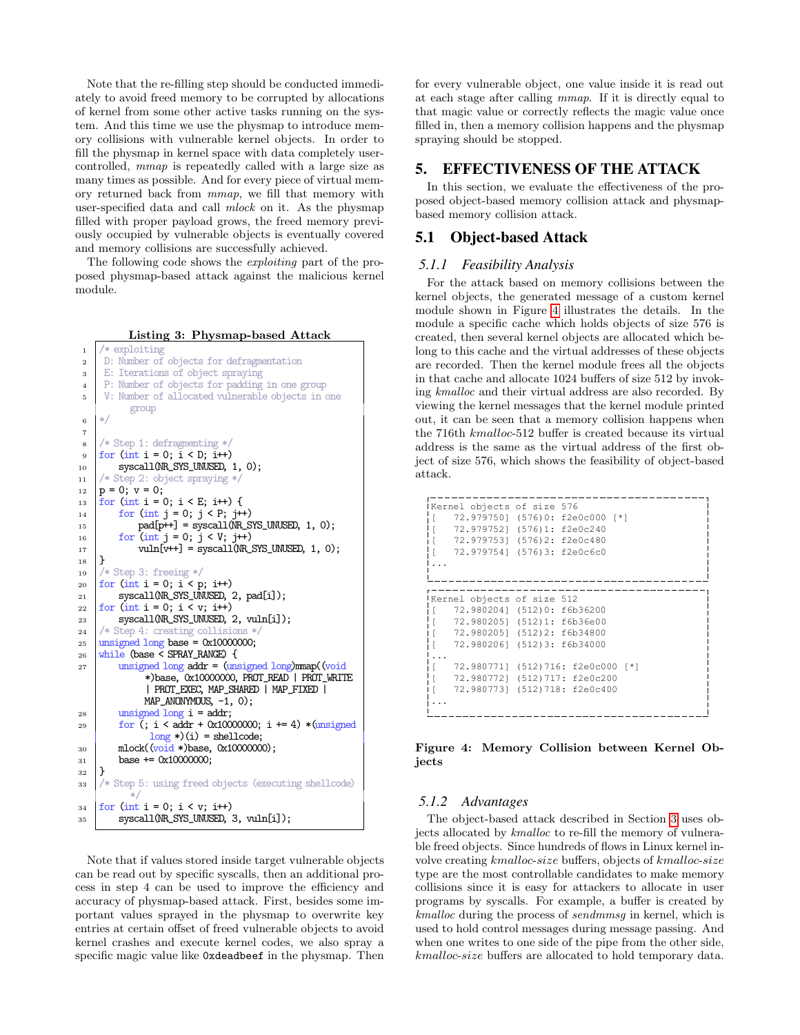Note that the re-filling step should be conducted immediately to avoid freed memory to be corrupted by allocations of kernel from some other active tasks running on the system. And this time we use the physmap to introduce memory collisions with vulnerable kernel objects. In order to fill the physmap in kernel space with data completely user-controlled, *mmap* is repeatedly called with a large size as many times as possible. And for every piece of virtual memory returned back from *mmap*, we fill that memory with user-specified data and call *mlock* on it. As the physmap filled with proper payload grows, the freed memory previously occupied by vulnerable objects is eventually covered and memory collisions are successfully achieved.

The following code shows the *exploiting* part of the proposed physmap-based attack against the malicious kernel module.

**Listing 3: Physmap-based Attack**

```
/* exploiting
 D: Number of objects for defragmentation
 E: Iterations of object spraying
 P: Number of objects for padding in one group
 V: Number of allocated vulnerable objects in one
    group
*/

/* Step 1: defragmenting */
for (int i = 0; i < D; i++)
    syscall(NR_SYS_UNUSED, 1, 0);
/* Step 2: object spraying */
p = 0; v = 0;
for (int i = 0; i < E; i++) {
    for (int j = 0; j < P; j++)
        pad[p++] = syscall(NR_SYS_UNUSED, 1, 0);
    for (int j = 0; j < V; j++)
        vuln[v++] = syscall(NR_SYS_UNUSED, 1, 0);
}
/* Step 3: freeing */
for (int i = 0; i < p; i++)
    syscall(NR_SYS_UNUSED, 2, pad[i]);
for (int i = 0; i < v; i++)
    syscall(NR_SYS_UNUSED, 2, vuln[i]);
/* Step 4: creating collisions */
unsigned long base = 0x10000000;
while (base < SPRAY_RANGE) {
    unsigned long addr = (unsigned long)mmap((void
        *)base, 0x10000000, PROT_READ | PROT_WRITE
        | PROT_EXEC, MAP_SHARED | MAP_FIXED |
        MAP_ANONYMOUS, -1, 0);
    unsigned long i = addr;
    for (; i < addr + 0x10000000; i += 4) *(unsigned
         long *)(i) = shellcode;
    mlock((void *)base, 0x10000000);
    base += 0x10000000;
}
/* Step 5: using freed objects (executing shellcode)
    */
for (int i = 0; i < v; i++)
    syscall(NR_SYS_UNUSED, 3, vuln[i]);
```

Note that if values stored inside target vulnerable objects can be read out by specific syscalls, then an additional process in step 4 can be used to improve the efficiency and accuracy of physmap-based attack. First, besides some important values sprayed in the physmap to overwrite key entries at certain offset of freed vulnerable objects to avoid kernel crashes and execute kernel codes, we also spray a specific magic value like `0xdeadbeef` in the physmap. Then for every vulnerable object, one value inside it is read out at each stage after calling *mmap*. If it is directly equal to that magic value or correctly reflects the magic value once filled in, then a memory collision happens and the physmap spraying should be stopped.

## 5. EFFECTIVENESS OF THE ATTACK

In this section, we evaluate the effectiveness of the proposed object-based memory collision attack and physmap-based memory collision attack.

### 5.1 Object-based Attack

#### 5.1.1 Feasibility Analysis

For the attack based on memory collisions between the kernel objects, the generated message of a custom kernel module shown in Figure 4 illustrates the details. In the module a specific cache which holds objects of size 576 is created, then several kernel objects are allocated which belong to this cache and the virtual addresses of these objects are recorded. Then the kernel module frees all the objects in that cache and allocate 1024 buffers of size 512 by invoking *kmalloc* and their virtual address are also recorded. By viewing the kernel messages that the kernel module printed out, it can be seen that a memory collision happens when the 716th *kmalloc*-512 buffer is created because its virtual address is the same as the virtual address of the first object of size 576, which shows the feasibility of object-based attack.

```
Kernel objects of size 576
[   72.979750] (576)0: f2e0c000 [*]
[   72.979752] (576)1: f2e0c240
[   72.979753] (576)2: f2e0c480
[   72.979754] (576)3: f2e0c6c0
...
```

```
Kernel objects of size 512
[   72.980204] (512)0: f6b36200
[   72.980205] (512)1: f6b36e00
[   72.980205] (512)2: f6b34800
[   72.980206] (512)3: f6b34000
...
[   72.980771] (512)716: f2e0c000 [*]
[   72.980772] (512)717: f2e0c200
[   72.980773] (512)718: f2e0c400
...
```

**Figure 4: Memory Collision between Kernel Objects**

#### 5.1.2 Advantages

The object-based attack described in Section 3 uses objects allocated by *kmalloc* to re-fill the memory of vulnerable freed objects. Since hundreds of flows in Linux kernel involve creating *kmalloc-size* buffers, objects of *kmalloc-size* type are the most controllable candidates to make memory collisions since it is easy for attackers to allocate in user programs by syscalls. For example, a buffer is created by *kmalloc* during the process of *sendmmsg* in kernel, which is used to hold control messages during message passing. And when one writes to one side of the pipe from the other side, *kmalloc-size* buffers are allocated to hold temporary data.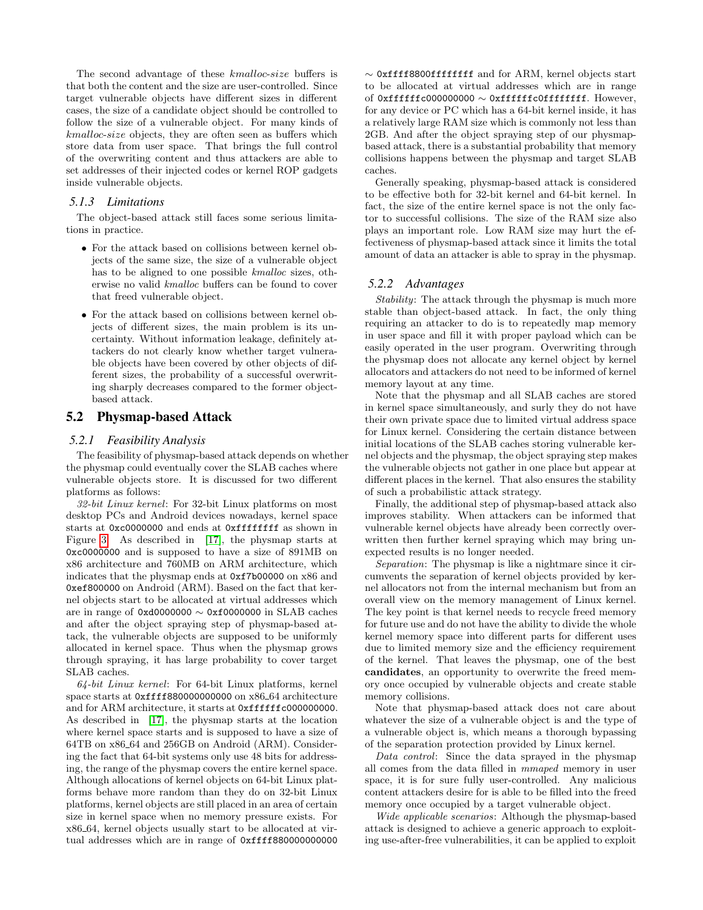The second advantage of these *kmalloc-size* buffers is that both the content and the size are user-controlled. Since target vulnerable objects have different sizes in different cases, the size of a candidate object should be controlled to follow the size of a vulnerable object. For many kinds of *kmalloc-size* objects, they are often seen as buffers which store data from user space. That brings the full control of the overwriting content and thus attackers are able to set addresses of their injected codes or kernel ROP gadgets inside vulnerable objects.

### 5.1.3 Limitations

The object-based attack still faces some serious limitations in practice.

- For the attack based on collisions between kernel objects of the same size, the size of a vulnerable object has to be aligned to one possible *kmalloc* sizes, otherwise no valid *kmalloc* buffers can be found to cover that freed vulnerable object.
- For the attack based on collisions between kernel objects of different sizes, the main problem is its uncertainty. Without information leakage, definitely attackers do not clearly know whether target vulnerable objects have been covered by other objects of different sizes, the probability of a successful overwriting sharply decreases compared to the former object-based attack.

## 5.2 Physmap-based Attack

### 5.2.1 Feasibility Analysis

The feasibility of physmap-based attack depends on whether the physmap could eventually cover the SLAB caches where vulnerable objects store. It is discussed for two different platforms as follows:

*32-bit Linux kernel*: For 32-bit Linux platforms on most desktop PCs and Android devices nowadays, kernel space starts at `0xc0000000` and ends at `0xffffffff` as shown in Figure 3. As described in [17], the physmap starts at `0xc0000000` and is supposed to have a size of 891MB on x86 architecture and 760MB on ARM architecture, which indicates that the physmap ends at `0xf7b00000` on x86 and `0xef800000` on Android (ARM). Based on the fact that kernel objects start to be allocated at virtual addresses which are in range of `0xd0000000` ∼ `0xf0000000` in SLAB caches and after the object spraying step of physmap-based attack, the vulnerable objects are supposed to be uniformly allocated in kernel space. Thus when the physmap grows through spraying, it has large probability to cover target SLAB caches.

*64-bit Linux kernel*: For 64-bit Linux platforms, kernel space starts at `0xffff880000000000` on x86_64 architecture and for ARM architecture, it starts at `0xffffffc000000000`. As described in [17], the physmap starts at the location where kernel space starts and is supposed to have a size of 64TB on x86_64 and 256GB on Android (ARM). Considering the fact that 64-bit systems only use 48 bits for addressing, the range of the physmap covers the entire kernel space. Although allocations of kernel objects on 64-bit Linux platforms behave more random than they do on 32-bit Linux platforms, kernel objects are still placed in an area of certain size in kernel space when no memory pressure exists. For x86_64, kernel objects usually start to be allocated at virtual addresses which are in range of `0xffff880000000000` ∼ `0xffff8800ffffffff` and for ARM, kernel objects start to be allocated at virtual addresses which are in range of `0xffffffc000000000` ∼ `0xffffffc0ffffffff`. However, for any device or PC which has a 64-bit kernel inside, it has a relatively large RAM size which is commonly not less than 2GB. And after the object spraying step of our physmap-based attack, there is a substantial probability that memory collisions happens between the physmap and target SLAB caches.

Generally speaking, physmap-based attack is considered to be effective both for 32-bit kernel and 64-bit kernel. In fact, the size of the entire kernel space is not the only factor to successful collisions. The size of the RAM size also plays an important role. Low RAM size may hurt the effectiveness of physmap-based attack since it limits the total amount of data an attacker is able to spray in the physmap.

### 5.2.2 Advantages

*Stability*: The attack through the physmap is much more stable than object-based attack. In fact, the only thing requiring an attacker to do is to repeatedly map memory in user space and fill it with proper payload which can be easily operated in the user program. Overwriting through the physmap does not allocate any kernel object by kernel allocators and attackers do not need to be informed of kernel memory layout at any time.

Note that the physmap and all SLAB caches are stored in kernel space simultaneously, and surly they do not have their own private space due to limited virtual address space for Linux kernel. Considering the certain distance between initial locations of the SLAB caches storing vulnerable kernel objects and the physmap, the object spraying step makes the vulnerable objects not gather in one place but appear at different places in the kernel. That also ensures the stability of such a probabilistic attack strategy.

Finally, the additional step of physmap-based attack also improves stability. When attackers can be informed that vulnerable kernel objects have already been correctly overwritten then further kernel spraying which may bring unexpected results is no longer needed.

*Separation*: The physmap is like a nightmare since it circumvents the separation of kernel objects provided by kernel allocators not from the internal mechanism but from an overall view on the memory management of Linux kernel. The key point is that kernel needs to recycle freed memory for future use and do not have the ability to divide the whole kernel memory space into different parts for different uses due to limited memory size and the efficiency requirement of the kernel. That leaves the physmap, one of the best **candidates**, an opportunity to overwrite the freed memory once occupied by vulnerable objects and create stable memory collisions.

Note that physmap-based attack does not care about whatever the size of a vulnerable object is and the type of a vulnerable object is, which means a thorough bypassing of the separation protection provided by Linux kernel.

*Data control*: Since the data sprayed in the physmap all comes from the data filled in *mmaped* memory in user space, it is for sure fully user-controlled. Any malicious content attackers desire for is able to be filled into the freed memory once occupied by a target vulnerable object.

*Wide applicable scenarios*: Although the physmap-based attack is designed to achieve a generic approach to exploiting use-after-free vulnerabilities, it can be applied to exploit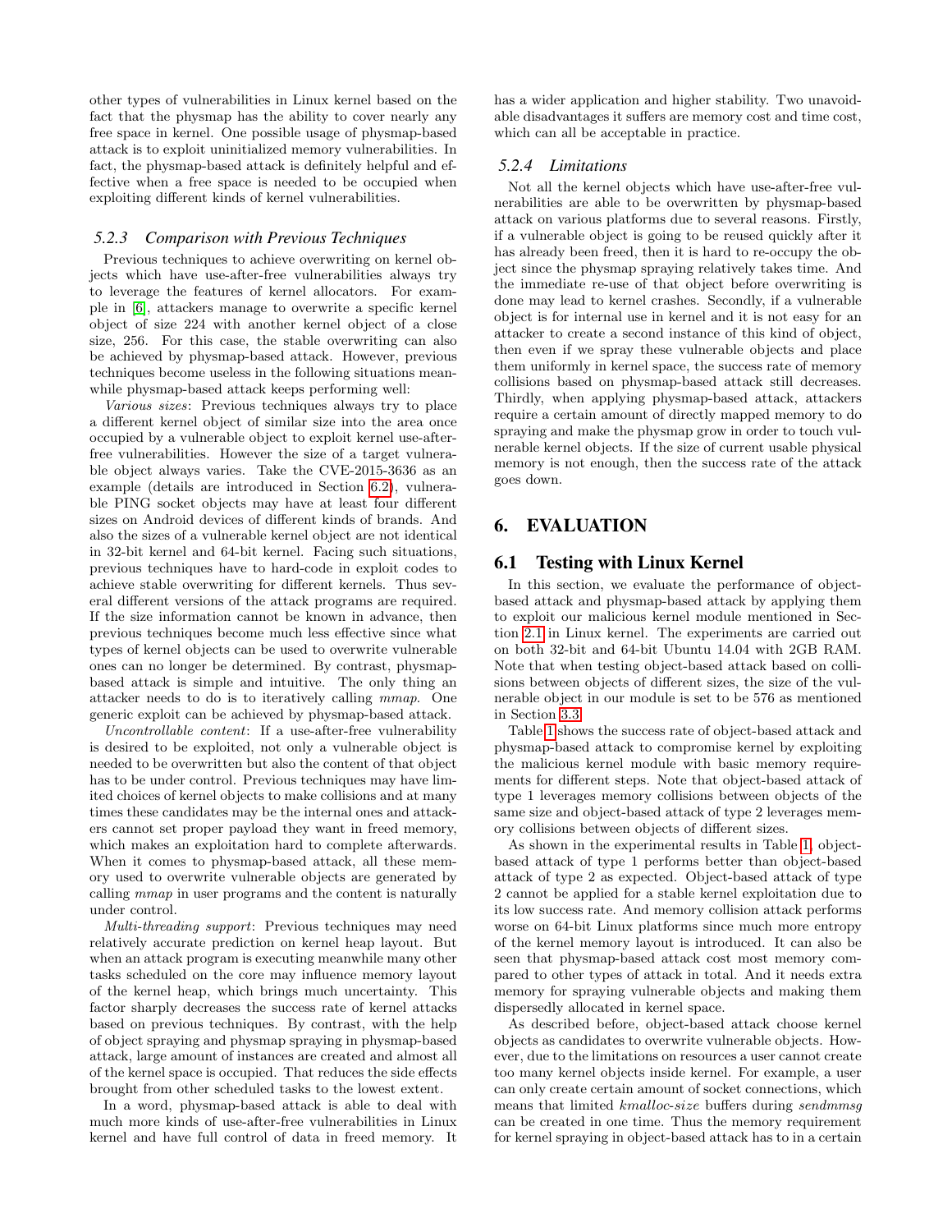other types of vulnerabilities in Linux kernel based on the fact that the physmap has the ability to cover nearly any free space in kernel. One possible usage of physmap-based attack is to exploit uninitialized memory vulnerabilities. In fact, the physmap-based attack is definitely helpful and effective when a free space is needed to be occupied when exploiting different kinds of kernel vulnerabilities.

### 5.2.3 Comparison with Previous Techniques

Previous techniques to achieve overwriting on kernel objects which have use-after-free vulnerabilities always try to leverage the features of kernel allocators. For example in [6], attackers manage to overwrite a specific kernel object of size 224 with another kernel object of a close size, 256. For this case, the stable overwriting can also be achieved by physmap-based attack. However, previous techniques become useless in the following situations meanwhile physmap-based attack keeps performing well:

*Various sizes*: Previous techniques always try to place a different kernel object of similar size into the area once occupied by a vulnerable object to exploit kernel use-after-free vulnerabilities. However the size of a target vulnerable object always varies. Take the CVE-2015-3636 as an example (details are introduced in Section 6.2), vulnerable PING socket objects may have at least four different sizes on Android devices of different kinds of brands. And also the sizes of a vulnerable kernel object are not identical in 32-bit kernel and 64-bit kernel. Facing such situations, previous techniques have to hard-code in exploit codes to achieve stable overwriting for different kernels. Thus several different versions of the attack programs are required. If the size information cannot be known in advance, then previous techniques become much less effective since what types of kernel objects can be used to overwrite vulnerable ones can no longer be determined. By contrast, physmap-based attack is simple and intuitive. The only thing an attacker needs to do is to iteratively calling *mmap*. One generic exploit can be achieved by physmap-based attack.

*Uncontrollable content*: If a use-after-free vulnerability is desired to be exploited, not only a vulnerable object is needed to be overwritten but also the content of that object has to be under control. Previous techniques may have limited choices of kernel objects to make collisions and at many times these candidates may be the internal ones and attackers cannot set proper payload they want in freed memory, which makes an exploitation hard to complete afterwards. When it comes to physmap-based attack, all these memory used to overwrite vulnerable objects are generated by calling *mmap* in user programs and the content is naturally under control.

*Multi-threading support*: Previous techniques may need relatively accurate prediction on kernel heap layout. But when an attack program is executing meanwhile many other tasks scheduled on the core may influence memory layout of the kernel heap, which brings much uncertainty. This factor sharply decreases the success rate of kernel attacks based on previous techniques. By contrast, with the help of object spraying and physmap spraying in physmap-based attack, large amount of instances are created and almost all of the kernel space is occupied. That reduces the side effects brought from other scheduled tasks to the lowest extent.

In a word, physmap-based attack is able to deal with much more kinds of use-after-free vulnerabilities in Linux kernel and have full control of data in freed memory. It has a wider application and higher stability. Two unavoidable disadvantages it suffers are memory cost and time cost, which can all be acceptable in practice.

### 5.2.4 Limitations

Not all the kernel objects which have use-after-free vulnerabilities are able to be overwritten by physmap-based attack on various platforms due to several reasons. Firstly, if a vulnerable object is going to be reused quickly after it has already been freed, then it is hard to re-occupy the object since the physmap spraying relatively takes time. And the immediate re-use of that object before overwriting is done may lead to kernel crashes. Secondly, if a vulnerable object is for internal use in kernel and it is not easy for an attacker to create a second instance of this kind of object, then even if we spray these vulnerable objects and place them uniformly in kernel space, the success rate of memory collisions based on physmap-based attack still decreases. Thirdly, when applying physmap-based attack, attackers require a certain amount of directly mapped memory to do spraying and make the physmap grow in order to touch vulnerable kernel objects. If the size of current usable physical memory is not enough, then the success rate of the attack goes down.

# 6. EVALUATION

## 6.1 Testing with Linux Kernel

In this section, we evaluate the performance of object-based attack and physmap-based attack by applying them to exploit our malicious kernel module mentioned in Section 2.1 in Linux kernel. The experiments are carried out on both 32-bit and 64-bit Ubuntu 14.04 with 2GB RAM. Note that when testing object-based attack based on collisions between objects of different sizes, the size of the vulnerable object in our module is set to be 576 as mentioned in Section 3.3.

Table 1 shows the success rate of object-based attack and physmap-based attack to compromise kernel by exploiting the malicious kernel module with basic memory requirements for different steps. Note that object-based attack of type 1 leverages memory collisions between objects of the same size and object-based attack of type 2 leverages memory collisions between objects of different sizes.

As shown in the experimental results in Table 1, object-based attack of type 1 performs better than object-based attack of type 2 as expected. Object-based attack of type 2 cannot be applied for a stable kernel exploitation due to its low success rate. And memory collision attack performs worse on 64-bit Linux platforms since much more entropy of the kernel memory layout is introduced. It can also be seen that physmap-based attack cost most memory compared to other types of attack in total. And it needs extra memory for spraying vulnerable objects and making them dispersedly allocated in kernel space.

As described before, object-based attack choose kernel objects as candidates to overwrite vulnerable objects. However, due to the limitations on resources a user cannot create too many kernel objects inside kernel. For example, a user can only create certain amount of socket connections, which means that limited *kmalloc-size* buffers during *sendmmsg* can be created in one time. Thus the memory requirement for kernel spraying in object-based attack has to in a certain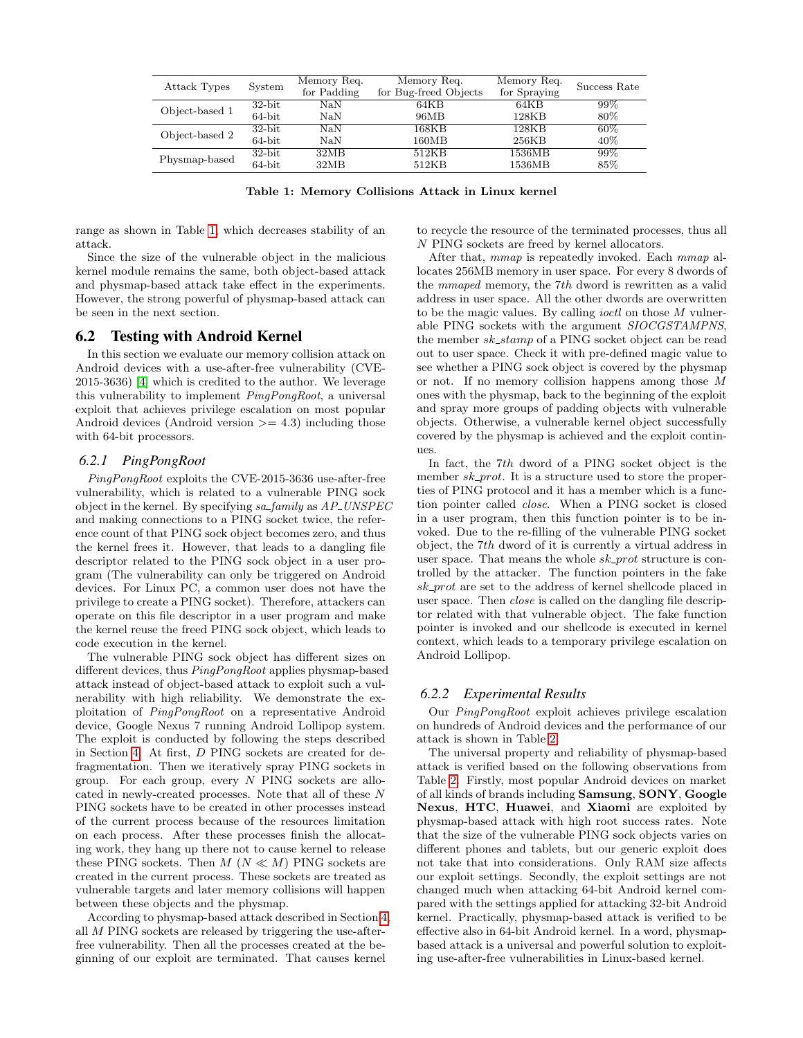| Attack Types | System | Memory Req. for Padding | Memory Req. for Bug-freed Objects | Memory Req. for Spraying | Success Rate |
|---|---|---|---|---|---|
| Object-based 1 | 32-bit | NaN | 64KB | 64KB | 99% |
| | 64-bit | NaN | 96MB | 128KB | 80% |
| Object-based 2 | 32-bit | NaN | 168KB | 128KB | 60% |
| | 64-bit | NaN | 160MB | 256KB | 40% |
| Physmap-based | 32-bit | 32MB | 512KB | 1536MB | 99% |
| | 64-bit | 32MB | 512KB | 1536MB | 85% |

**Table 1: Memory Collisions Attack in Linux kernel**

range as shown in Table 1, which decreases stability of an attack.

Since the size of the vulnerable object in the malicious kernel module remains the same, both object-based attack and physmap-based attack take effect in the experiments. However, the strong powerful of physmap-based attack can be seen in the next section.

## 6.2 Testing with Android Kernel

In this section we evaluate our memory collision attack on Android devices with a use-after-free vulnerability (CVE-2015-3636) [4] which is credited to the author. We leverage this vulnerability to implement *PingPongRoot*, a universal exploit that achieves privilege escalation on most popular Android devices (Android version >= 4.3) including those with 64-bit processors.

### 6.2.1 PingPongRoot

*PingPongRoot* exploits the CVE-2015-3636 use-after-free vulnerability, which is related to a vulnerable PING sock object in the kernel. By specifying *sa_family* as *AP_UNSPEC* and making connections to a PING socket twice, the reference count of that PING sock object becomes zero, and thus the kernel frees it. However, that leads to a dangling file descriptor related to the PING sock object in a user program (The vulnerability can only be triggered on Android devices. For Linux PC, a common user does not have the privilege to create a PING socket). Therefore, attackers can operate on this file descriptor in a user program and make the kernel reuse the freed PING sock object, which leads to code execution in the kernel.

The vulnerable PING sock object has different sizes on different devices, thus *PingPongRoot* applies physmap-based attack instead of object-based attack to exploit such a vulnerability with high reliability. We demonstrate the exploitation of *PingPongRoot* on a representative Android device, Google Nexus 7 running Android Lollipop system. The exploit is conducted by following the steps described in Section 4. At first, $D$ PING sockets are created for defragmentation. Then we iteratively spray PING sockets in group. For each group, every $N$ PING sockets are allocated in newly-created processes. Note that all of these $N$ PING sockets have to be created in other processes instead of the current process because of the resources limitation on each process. After these processes finish the allocating work, they hang up there not to cause kernel to release these PING sockets. Then $M$ ($N \ll M$) PING sockets are created in the current process. These sockets are treated as vulnerable targets and later memory collisions will happen between these objects and the physmap.

According to physmap-based attack described in Section 4, all $M$ PING sockets are released by triggering the use-after-free vulnerability. Then all the processes created at the beginning of our exploit are terminated. That causes kernel to recycle the resource of the terminated processes, thus all $N$ PING sockets are freed by kernel allocators.

After that, *mmap* is repeatedly invoked. Each *mmap* allocates 256MB memory in user space. For every 8 dwords of the *mmaped* memory, the $7th$ dword is rewritten as a valid address in user space. All the other dwords are overwritten to be the magic values. By calling *ioctl* on those $M$ vulnerable PING sockets with the argument *SIOCGSTAMPNS*, the member *sk_stamp* of a PING socket object can be read out to user space. Check it with pre-defined magic value to see whether a PING sock object is covered by the physmap or not. If no memory collision happens among those $M$ ones with the physmap, back to the beginning of the exploit and spray more groups of padding objects with vulnerable objects. Otherwise, a vulnerable kernel object successfully covered by the physmap is achieved and the exploit continues.

In fact, the $7th$ dword of a PING socket object is the member *sk_prot*. It is a structure used to store the properties of PING protocol and it has a member which is a function pointer called *close*. When a PING socket is closed in a user program, then this function pointer is to be invoked. Due to the re-filling of the vulnerable PING socket object, the $7th$ dword of it is currently a virtual address in user space. That means the whole *sk_prot* structure is controlled by the attacker. The function pointers in the fake *sk_prot* are set to the address of kernel shellcode placed in user space. Then *close* is called on the dangling file descriptor related with that vulnerable object. The fake function pointer is invoked and our shellcode is executed in kernel context, which leads to a temporary privilege escalation on Android Lollipop.

### 6.2.2 Experimental Results

Our *PingPongRoot* exploit achieves privilege escalation on hundreds of Android devices and the performance of our attack is shown in Table 2.

The universal property and reliability of physmap-based attack is verified based on the following observations from Table 2. Firstly, most popular Android devices on market of all kinds of brands including **Samsung**, **SONY**, **Google Nexus**, **HTC**, **Huawei**, and **Xiaomi** are exploited by physmap-based attack with high root success rates. Note that the size of the vulnerable PING sock objects varies on different phones and tablets, but our generic exploit does not take that into considerations. Only RAM size affects our exploit settings. Secondly, the exploit settings are not changed much when attacking 64-bit Android kernel compared with the settings applied for attacking 32-bit Android kernel. Practically, physmap-based attack is verified to be effective also in 64-bit Android kernel. In a word, physmap-based attack is a universal and powerful solution to exploiting use-after-free vulnerabilities in Linux-based kernel.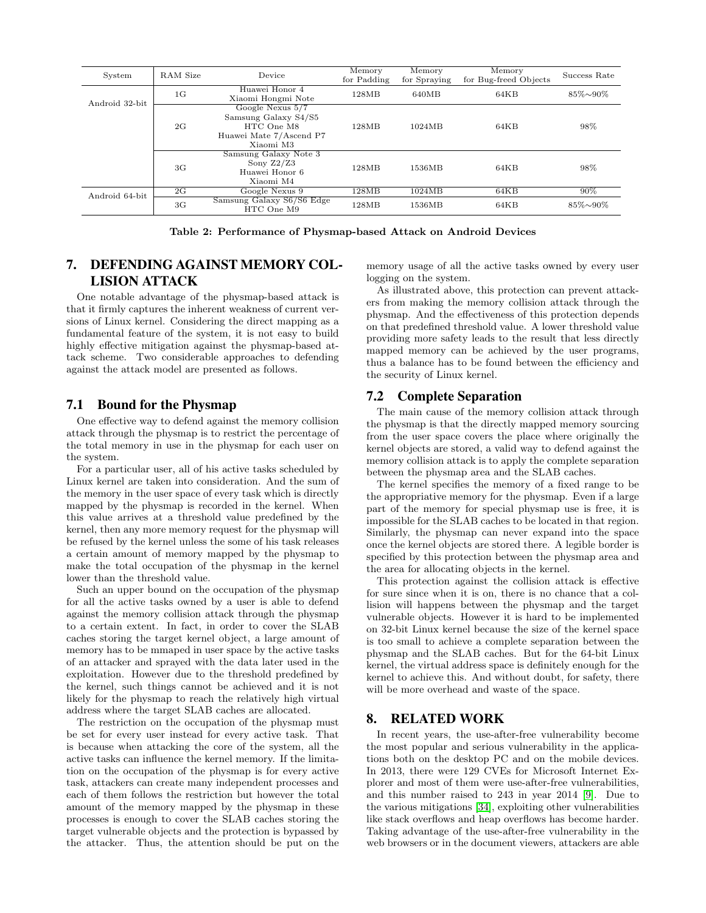| System | RAM Size | Device | Memory for Padding | Memory for Spraying | Memory for Bug-freed Objects | Success Rate |
|---|---|---|---|---|---|---|
| Android 32-bit | 1G | Huawei Honor 4<br>Xiaomi Hongmi Note | 128MB | 640MB | 64KB | 85%∼90% |
| | 2G | Google Nexus 5/7<br>Samsung Galaxy S4/S5<br>HTC One M8<br>Huawei Mate 7/Ascend P7<br>Xiaomi M3 | 128MB | 1024MB | 64KB | 98% |
| | 3G | Samsung Galaxy Note 3<br>Sony Z2/Z3<br>Huawei Honor 6<br>Xiaomi M4 | 128MB | 1536MB | 64KB | 98% |
| Android 64-bit | 2G | Google Nexus 9 | 128MB | 1024MB | 64KB | 90% |
| | 3G | Samsung Galaxy S6/S6 Edge<br>HTC One M9 | 128MB | 1536MB | 64KB | 85%∼90% |

**Table 2: Performance of Physmap-based Attack on Android Devices**

# 7. DEFENDING AGAINST MEMORY COLLISION ATTACK

One notable advantage of the physmap-based attack is that it firmly captures the inherent weakness of current versions of Linux kernel. Considering the direct mapping as a fundamental feature of the system, it is not easy to build highly effective mitigation against the physmap-based attack scheme. Two considerable approaches to defending against the attack model are presented as follows.

## 7.1 Bound for the Physmap

One effective way to defend against the memory collision attack through the physmap is to restrict the percentage of the total memory in use in the physmap for each user on the system.

For a particular user, all of his active tasks scheduled by Linux kernel are taken into consideration. And the sum of the memory in the user space of every task which is directly mapped by the physmap is recorded in the kernel. When this value arrives at a threshold value predefined by the kernel, then any more memory request for the physmap will be refused by the kernel unless the some of his task releases a certain amount of memory mapped by the physmap to make the total occupation of the physmap in the kernel lower than the threshold value.

Such an upper bound on the occupation of the physmap for all the active tasks owned by a user is able to defend against the memory collision attack through the physmap to a certain extent. In fact, in order to cover the SLAB caches storing the target kernel object, a large amount of memory has to be mmaped in user space by the active tasks of an attacker and sprayed with the data later used in the exploitation. However due to the threshold predefined by the kernel, such things cannot be achieved and it is not likely for the physmap to reach the relatively high virtual address where the target SLAB caches are allocated.

The restriction on the occupation of the physmap must be set for every user instead for every active task. That is because when attacking the core of the system, all the active tasks can influence the kernel memory. If the limitation on the occupation of the physmap is for every active task, attackers can create many independent processes and each of them follows the restriction but however the total amount of the memory mapped by the physmap in these processes is enough to cover the SLAB caches storing the target vulnerable objects and the protection is bypassed by the attacker. Thus, the attention should be put on the memory usage of all the active tasks owned by every user logging on the system.

As illustrated above, this protection can prevent attackers from making the memory collision attack through the physmap. And the effectiveness of this protection depends on that predefined threshold value. A lower threshold value providing more safety leads to the result that less directly mapped memory can be achieved by the user programs, thus a balance has to be found between the efficiency and the security of Linux kernel.

## 7.2 Complete Separation

The main cause of the memory collision attack through the physmap is that the directly mapped memory sourcing from the user space covers the place where originally the kernel objects are stored, a valid way to defend against the memory collision attack is to apply the complete separation between the physmap area and the SLAB caches.

The kernel specifies the memory of a fixed range to be the appropriative memory for the physmap. Even if a large part of the memory for special physmap use is free, it is impossible for the SLAB caches to be located in that region. Similarly, the physmap can never expand into the space once the kernel objects are stored there. A legible border is specified by this protection between the physmap area and the area for allocating objects in the kernel.

This protection against the collision attack is effective for sure since when it is on, there is no chance that a collision will happens between the physmap and the target vulnerable objects. However it is hard to be implemented on 32-bit Linux kernel because the size of the kernel space is too small to achieve a complete separation between the physmap and the SLAB caches. But for the 64-bit Linux kernel, the virtual address space is definitely enough for the kernel to achieve this. And without doubt, for safety, there will be more overhead and waste of the space.

# 8. RELATED WORK

In recent years, the use-after-free vulnerability become the most popular and serious vulnerability in the applications both on the desktop PC and on the mobile devices. In 2013, there were 129 CVEs for Microsoft Internet Explorer and most of them were use-after-free vulnerabilities, and this number raised to 243 in year 2014 [9]. Due to the various mitigations [34], exploiting other vulnerabilities like stack overflows and heap overflows has become harder. Taking advantage of the use-after-free vulnerability in the web browsers or in the document viewers, attackers are able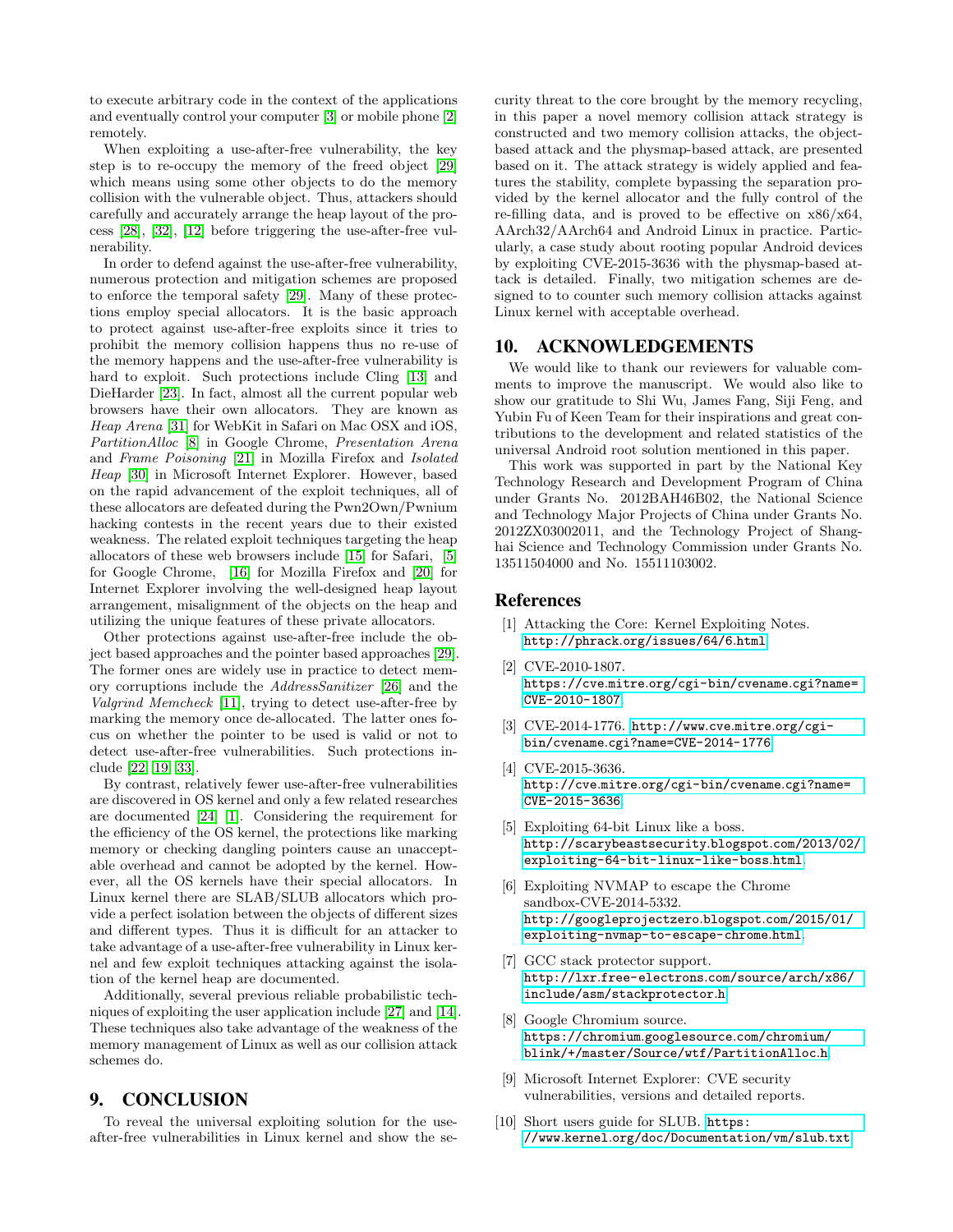to execute arbitrary code in the context of the applications and eventually control your computer [3] or mobile phone [2] remotely.

When exploiting a use-after-free vulnerability, the key step is to re-occupy the memory of the freed object [29] which means using some other objects to do the memory collision with the vulnerable object. Thus, attackers should carefully and accurately arrange the heap layout of the process [28], [32], [12] before triggering the use-after-free vulnerability.

In order to defend against the use-after-free vulnerability, numerous protection and mitigation schemes are proposed to enforce the temporal safety [29]. Many of these protections employ special allocators. It is the basic approach to protect against use-after-free exploits since it tries to prohibit the memory collision happens thus no re-use of the memory happens and the use-after-free vulnerability is hard to exploit. Such protections include Cling [13] and DieHarder [23]. In fact, almost all the current popular web browsers have their own allocators. They are known as *Heap Arena* [31] for WebKit in Safari on Mac OSX and iOS, *PartitionAlloc* [8] in Google Chrome, *Presentation Arena* and *Frame Poisoning* [21] in Mozilla Firefox and *Isolated Heap* [30] in Microsoft Internet Explorer. However, based on the rapid advancement of the exploit techniques, all of these allocators are defeated during the Pwn2Own/Pwnium hacking contests in the recent years due to their existed weakness. The related exploit techniques targeting the heap allocators of these web browsers include [15] for Safari, [5] for Google Chrome, [16] for Mozilla Firefox and [20] for Internet Explorer involving the well-designed heap layout arrangement, misalignment of the objects on the heap and utilizing the unique features of these private allocators.

Other protections against use-after-free include the object based approaches and the pointer based approaches [29]. The former ones are widely use in practice to detect memory corruptions include the *AddressSanitizer* [26] and the *Valgrind Memcheck* [11], trying to detect use-after-free by marking the memory once de-allocated. The latter ones focus on whether the pointer to be used is valid or not to detect use-after-free vulnerabilities. Such protections include [22] [19] [33].

By contrast, relatively fewer use-after-free vulnerabilities are discovered in OS kernel and only a few related researches are documented [24] [1]. Considering the requirement for the efficiency of the OS kernel, the protections like marking memory or checking dangling pointers cause an unacceptable overhead and cannot be adopted by the kernel. However, all the OS kernels have their special allocators. In Linux kernel there are SLAB/SLUB allocators which provide a perfect isolation between the objects of different sizes and different types. Thus it is difficult for an attacker to take advantage of a use-after-free vulnerability in Linux kernel and few exploit techniques attacking against the isolation of the kernel heap are documented.

Additionally, several previous reliable probabilistic techniques of exploiting the user application include [27] and [14]. These techniques also take advantage of the weakness of the memory management of Linux as well as our collision attack schemes do.

# 9. CONCLUSION

To reveal the universal exploiting solution for the use-after-free vulnerabilities in Linux kernel and show the security threat to the core brought by the memory recycling, in this paper a novel memory collision attack strategy is constructed and two memory collision attacks, the object-based attack and the physmap-based attack, are presented based on it. The attack strategy is widely applied and features the stability, complete bypassing the separation provided by the kernel allocator and the fully control of the re-filling data, and is proved to be effective on x86/x64, AArch32/AArch64 and Android Linux in practice. Particularly, a case study about rooting popular Android devices by exploiting CVE-2015-3636 with the physmap-based attack is detailed. Finally, two mitigation schemes are designed to to counter such memory collision attacks against Linux kernel with acceptable overhead.

# 10. ACKNOWLEDGEMENTS

We would like to thank our reviewers for valuable comments to improve the manuscript. We would also like to show our gratitude to Shi Wu, James Fang, Siji Feng, and Yubin Fu of Keen Team for their inspirations and great contributions to the development and related statistics of the universal Android root solution mentioned in this paper.

This work was supported in part by the National Key Technology Research and Development Program of China under Grants No. 2012BAH46B02, the National Science and Technology Major Projects of China under Grants No. 2012ZX03002011, and the Technology Project of Shanghai Science and Technology Commission under Grants No. 13511504000 and No. 15511103002.

# References

[1] Attacking the Core: Kernel Exploiting Notes. http://phrack.org/issues/64/6.html.

[2] CVE-2010-1807. https://cve.mitre.org/cgi-bin/cvename.cgi?name=CVE-2010-1807.

[3] CVE-2014-1776. http://www.cve.mitre.org/cgi-bin/cvename.cgi?name=CVE-2014-1776.

[4] CVE-2015-3636. http://cve.mitre.org/cgi-bin/cvename.cgi?name=CVE-2015-3636.

[5] Exploiting 64-bit Linux like a boss. http://scarybeastsecurity.blogspot.com/2013/02/exploiting-64-bit-linux-like-boss.html.

[6] Exploiting NVMAP to escape the Chrome sandbox-CVE-2014-5332. http://googleprojectzero.blogspot.com/2015/01/exploiting-nvmap-to-escape-chrome.html.

[7] GCC stack protector support. http://lxr.free-electrons.com/source/arch/x86/include/asm/stackprotector.h.

[8] Google Chromium source. https://chromium.googlesource.com/chromium/blink/+/master/Source/wtf/PartitionAlloc.h.

[9] Microsoft Internet Explorer: CVE security vulnerabilities, versions and detailed reports.

[10] Short users guide for SLUB. https://www.kernel.org/doc/Documentation/vm/slub.txt.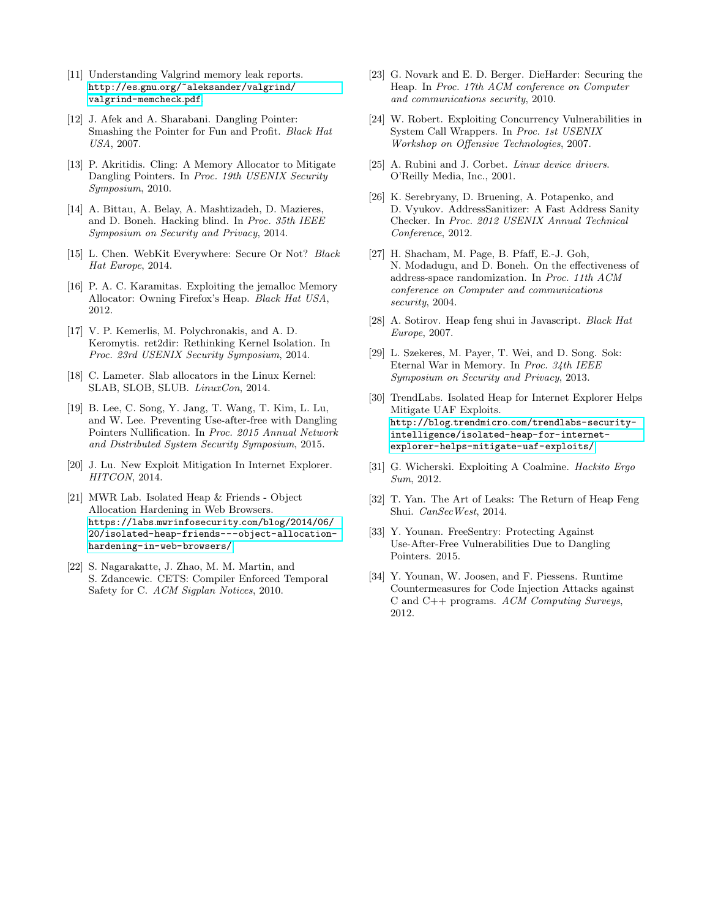[11] Understanding Valgrind memory leak reports. http://es.gnu.org/~aleksander/valgrind/valgrind-memcheck.pdf.

[12] J. Afek and A. Sharabani. Dangling Pointer: Smashing the Pointer for Fun and Profit. *Black Hat USA*, 2007.

[13] P. Akritidis. Cling: A Memory Allocator to Mitigate Dangling Pointers. In *Proc. 19th USENIX Security Symposium*, 2010.

[14] A. Bittau, A. Belay, A. Mashtizadeh, D. Mazieres, and D. Boneh. Hacking blind. In *Proc. 35th IEEE Symposium on Security and Privacy*, 2014.

[15] L. Chen. WebKit Everywhere: Secure Or Not? *Black Hat Europe*, 2014.

[16] P. A. C. Karamitas. Exploiting the jemalloc Memory Allocator: Owning Firefox's Heap. *Black Hat USA*, 2012.

[17] V. P. Kemerlis, M. Polychronakis, and A. D. Keromytis. ret2dir: Rethinking Kernel Isolation. In *Proc. 23rd USENIX Security Symposium*, 2014.

[18] C. Lameter. Slab allocators in the Linux Kernel: SLAB, SLOB, SLUB. *LinuxCon*, 2014.

[19] B. Lee, C. Song, Y. Jang, T. Wang, T. Kim, L. Lu, and W. Lee. Preventing Use-after-free with Dangling Pointers Nullification. In *Proc. 2015 Annual Network and Distributed System Security Symposium*, 2015.

[20] J. Lu. New Exploit Mitigation In Internet Explorer. *HITCON*, 2014.

[21] MWR Lab. Isolated Heap & Friends - Object Allocation Hardening in Web Browsers. https://labs.mwrinfosecurity.com/blog/2014/06/20/isolated-heap-friends---object-allocation-hardening-in-web-browsers/.

[22] S. Nagarakatte, J. Zhao, M. M. Martin, and S. Zdancewic. CETS: Compiler Enforced Temporal Safety for C. *ACM Sigplan Notices*, 2010.

[23] G. Novark and E. D. Berger. DieHarder: Securing the Heap. In *Proc. 17th ACM conference on Computer and communications security*, 2010.

[24] W. Robert. Exploiting Concurrency Vulnerabilities in System Call Wrappers. In *Proc. 1st USENIX Workshop on Offensive Technologies*, 2007.

[25] A. Rubini and J. Corbet. *Linux device drivers.* O'Reilly Media, Inc., 2001.

[26] K. Serebryany, D. Bruening, A. Potapenko, and D. Vyukov. AddressSanitizer: A Fast Address Sanity Checker. In *Proc. 2012 USENIX Annual Technical Conference*, 2012.

[27] H. Shacham, M. Page, B. Pfaff, E.-J. Goh, N. Modadugu, and D. Boneh. On the effectiveness of address-space randomization. In *Proc. 11th ACM conference on Computer and communications security*, 2004.

[28] A. Sotirov. Heap feng shui in Javascript. *Black Hat Europe*, 2007.

[29] L. Szekeres, M. Payer, T. Wei, and D. Song. Sok: Eternal War in Memory. In *Proc. 34th IEEE Symposium on Security and Privacy*, 2013.

[30] TrendLabs. Isolated Heap for Internet Explorer Helps Mitigate UAF Exploits. http://blog.trendmicro.com/trendlabs-security-intelligence/isolated-heap-for-internet-explorer-helps-mitigate-uaf-exploits/.

[31] G. Wicherski. Exploiting A Coalmine. *Hackito Ergo Sum*, 2012.

[32] T. Yan. The Art of Leaks: The Return of Heap Feng Shui. *CanSecWest*, 2014.

[33] Y. Younan. FreeSentry: Protecting Against Use-After-Free Vulnerabilities Due to Dangling Pointers. 2015.

[34] Y. Younan, W. Joosen, and F. Piessens. Runtime Countermeasures for Code Injection Attacks against C and C++ programs. *ACM Computing Surveys*, 2012.